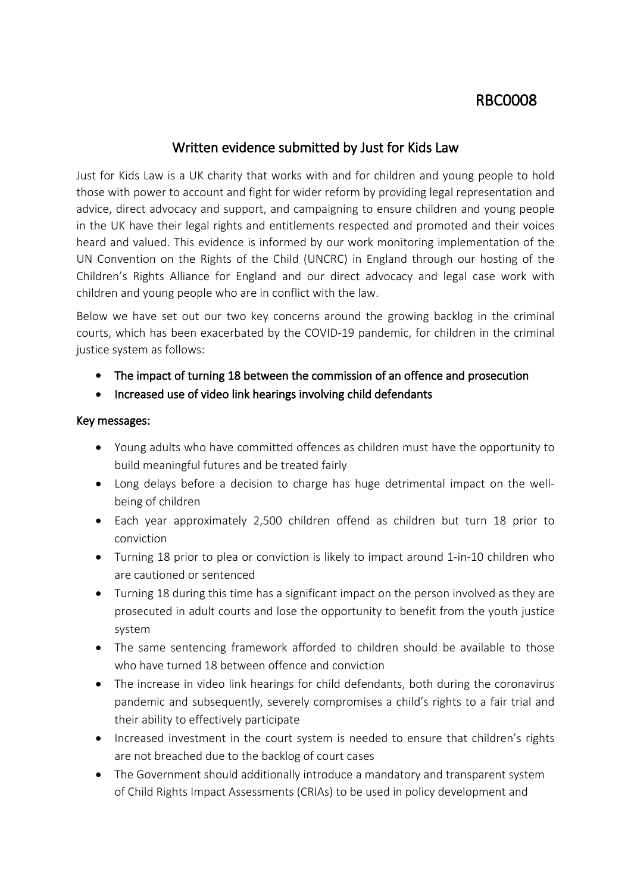RBC0008

## Written evidence submitted by Just for Kids Law

Just for Kids Law is a UK charity that works with and for children and young people to hold those with power to account and fight for wider reform by providing legal representation and advice, direct advocacy and support, and campaigning to ensure children and young people in the UK have their legal rights and entitlements respected and promoted and their voices heard and valued. This evidence is informed by our work monitoring implementation of the UN Convention on the Rights of the Child (UNCRC) in England through our hosting of the Children's Rights Alliance for England and our direct advocacy and legal case work with children and young people who are in conflict with the law.

Below we have set out our two key concerns around the growing backlog in the criminal courts, which has been exacerbated by the COVID-19 pandemic, for children in the criminal justice system as follows:

- **The impact of turning 18 between the commission of an offence and prosecution**
- **Increased use of video link hearings involving child defendants**

### Key messages:

- Young adults who have committed offences as children must have the opportunity to build meaningful futures and be treated fairly
- Long delays before a decision to charge has huge detrimental impact on the well-being of children
- Each year approximately 2,500 children offend as children but turn 18 prior to conviction
- Turning 18 prior to plea or conviction is likely to impact around 1-in-10 children who are cautioned or sentenced
- Turning 18 during this time has a significant impact on the person involved as they are prosecuted in adult courts and lose the opportunity to benefit from the youth justice system
- The same sentencing framework afforded to children should be available to those who have turned 18 between offence and conviction
- The increase in video link hearings for child defendants, both during the coronavirus pandemic and subsequently, severely compromises a child's rights to a fair trial and their ability to effectively participate
- Increased investment in the court system is needed to ensure that children's rights are not breached due to the backlog of court cases
- The Government should additionally introduce a mandatory and transparent system of Child Rights Impact Assessments (CRIAs) to be used in policy development and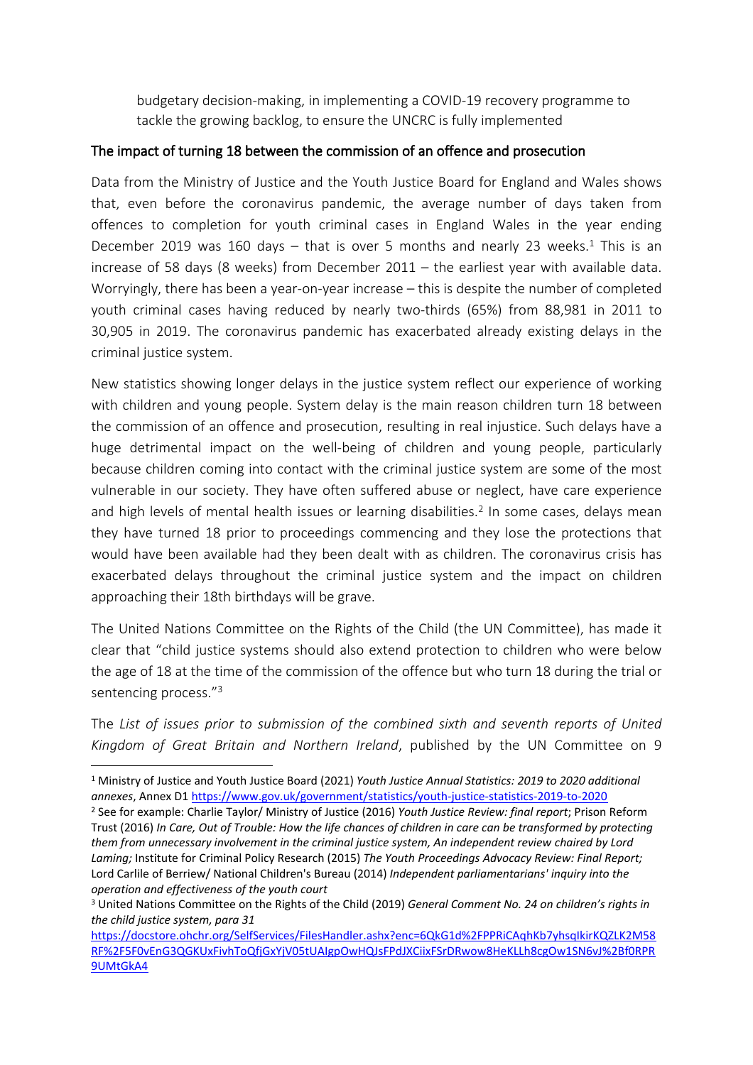budgetary decision-making, in implementing a COVID-19 recovery programme to tackle the growing backlog, to ensure the UNCRC is fully implemented

## The impact of turning 18 between the commission of an offence and prosecution

Data from the Ministry of Justice and the Youth Justice Board for England and Wales shows that, even before the coronavirus pandemic, the average number of days taken from offences to completion for youth criminal cases in England Wales in the year ending December 2019 was 160 days – that is over 5 months and nearly 23 weeks.[1] This is an increase of 58 days (8 weeks) from December 2011 – the earliest year with available data. Worryingly, there has been a year-on-year increase – this is despite the number of completed youth criminal cases having reduced by nearly two-thirds (65%) from 88,981 in 2011 to 30,905 in 2019. The coronavirus pandemic has exacerbated already existing delays in the criminal justice system.

New statistics showing longer delays in the justice system reflect our experience of working with children and young people. System delay is the main reason children turn 18 between the commission of an offence and prosecution, resulting in real injustice. Such delays have a huge detrimental impact on the well-being of children and young people, particularly because children coming into contact with the criminal justice system are some of the most vulnerable in our society. They have often suffered abuse or neglect, have care experience and high levels of mental health issues or learning disabilities.[2] In some cases, delays mean they have turned 18 prior to proceedings commencing and they lose the protections that would have been available had they been dealt with as children. The coronavirus crisis has exacerbated delays throughout the criminal justice system and the impact on children approaching their 18th birthdays will be grave.

The United Nations Committee on the Rights of the Child (the UN Committee), has made it clear that "child justice systems should also extend protection to children who were below the age of 18 at the time of the commission of the offence but who turn 18 during the trial or sentencing process."[3]

The *List of issues prior to submission of the combined sixth and seventh reports of United Kingdom of Great Britain and Northern Ireland*, published by the UN Committee on 9

---

[1] Ministry of Justice and Youth Justice Board (2021) *Youth Justice Annual Statistics: 2019 to 2020 additional annexes*, Annex D1 https://www.gov.uk/government/statistics/youth-justice-statistics-2019-to-2020

[2] See for example: Charlie Taylor/ Ministry of Justice (2016) *Youth Justice Review: final report*; Prison Reform Trust (2016) *In Care, Out of Trouble: How the life chances of children in care can be transformed by protecting them from unnecessary involvement in the criminal justice system, An independent review chaired by Lord Laming;* Institute for Criminal Policy Research (2015) *The Youth Proceedings Advocacy Review: Final Report;* Lord Carlile of Berriew/ National Children's Bureau (2014) *Independent parliamentarians' inquiry into the operation and effectiveness of the youth court*

[3] United Nations Committee on the Rights of the Child (2019) *General Comment No. 24 on children's rights in the child justice system, para 31* https://docstore.ohchr.org/SelfServices/FilesHandler.ashx?enc=6QkG1d%2FPPRiCAqhKb7yhsqIkirKQZLK2M58RF%2F5F0vEnG3QGKUxFivhToQfjGxYjV05tUAIgpOwHQJsFPdJXCiixFSrDRwow8HeKLLh8cgOw1SN6vJ%2Bf0RPR9UMtGkA4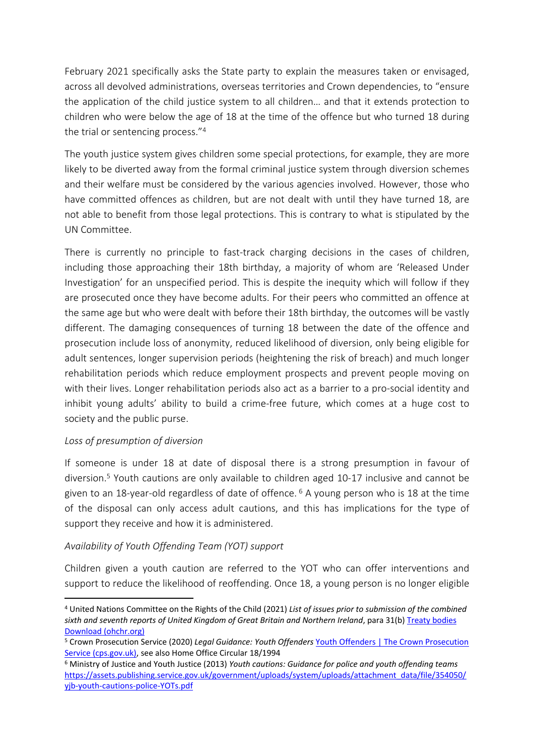February 2021 specifically asks the State party to explain the measures taken or envisaged, across all devolved administrations, overseas territories and Crown dependencies, to "ensure the application of the child justice system to all children… and that it extends protection to children who were below the age of 18 at the time of the offence but who turned 18 during the trial or sentencing process."[4]

The youth justice system gives children some special protections, for example, they are more likely to be diverted away from the formal criminal justice system through diversion schemes and their welfare must be considered by the various agencies involved. However, those who have committed offences as children, but are not dealt with until they have turned 18, are not able to benefit from those legal protections. This is contrary to what is stipulated by the UN Committee.

There is currently no principle to fast-track charging decisions in the cases of children, including those approaching their 18th birthday, a majority of whom are 'Released Under Investigation' for an unspecified period. This is despite the inequity which will follow if they are prosecuted once they have become adults. For their peers who committed an offence at the same age but who were dealt with before their 18th birthday, the outcomes will be vastly different. The damaging consequences of turning 18 between the date of the offence and prosecution include loss of anonymity, reduced likelihood of diversion, only being eligible for adult sentences, longer supervision periods (heightening the risk of breach) and much longer rehabilitation periods which reduce employment prospects and prevent people moving on with their lives. Longer rehabilitation periods also act as a barrier to a pro-social identity and inhibit young adults' ability to build a crime-free future, which comes at a huge cost to society and the public purse.

*Loss of presumption of diversion*

If someone is under 18 at date of disposal there is a strong presumption in favour of diversion.[5] Youth cautions are only available to children aged 10-17 inclusive and cannot be given to an 18-year-old regardless of date of offence. [6] A young person who is 18 at the time of the disposal can only access adult cautions, and this has implications for the type of support they receive and how it is administered.

*Availability of Youth Offending Team (YOT) support*

Children given a youth caution are referred to the YOT who can offer interventions and support to reduce the likelihood of reoffending. Once 18, a young person is no longer eligible

---

[4] United Nations Committee on the Rights of the Child (2021) *List of issues prior to submission of the combined sixth and seventh reports of United Kingdom of Great Britain and Northern Ireland*, para 31(b) [Treaty bodies Download (ohchr.org)]

[5] Crown Prosecution Service (2020) *Legal Guidance: Youth Offenders* [Youth Offenders | The Crown Prosecution Service (cps.gov.uk)], see also Home Office Circular 18/1994

[6] Ministry of Justice and Youth Justice (2013) *Youth cautions: Guidance for police and youth offending teams* https://assets.publishing.service.gov.uk/government/uploads/system/uploads/attachment_data/file/354050/yjb-youth-cautions-police-YOTs.pdf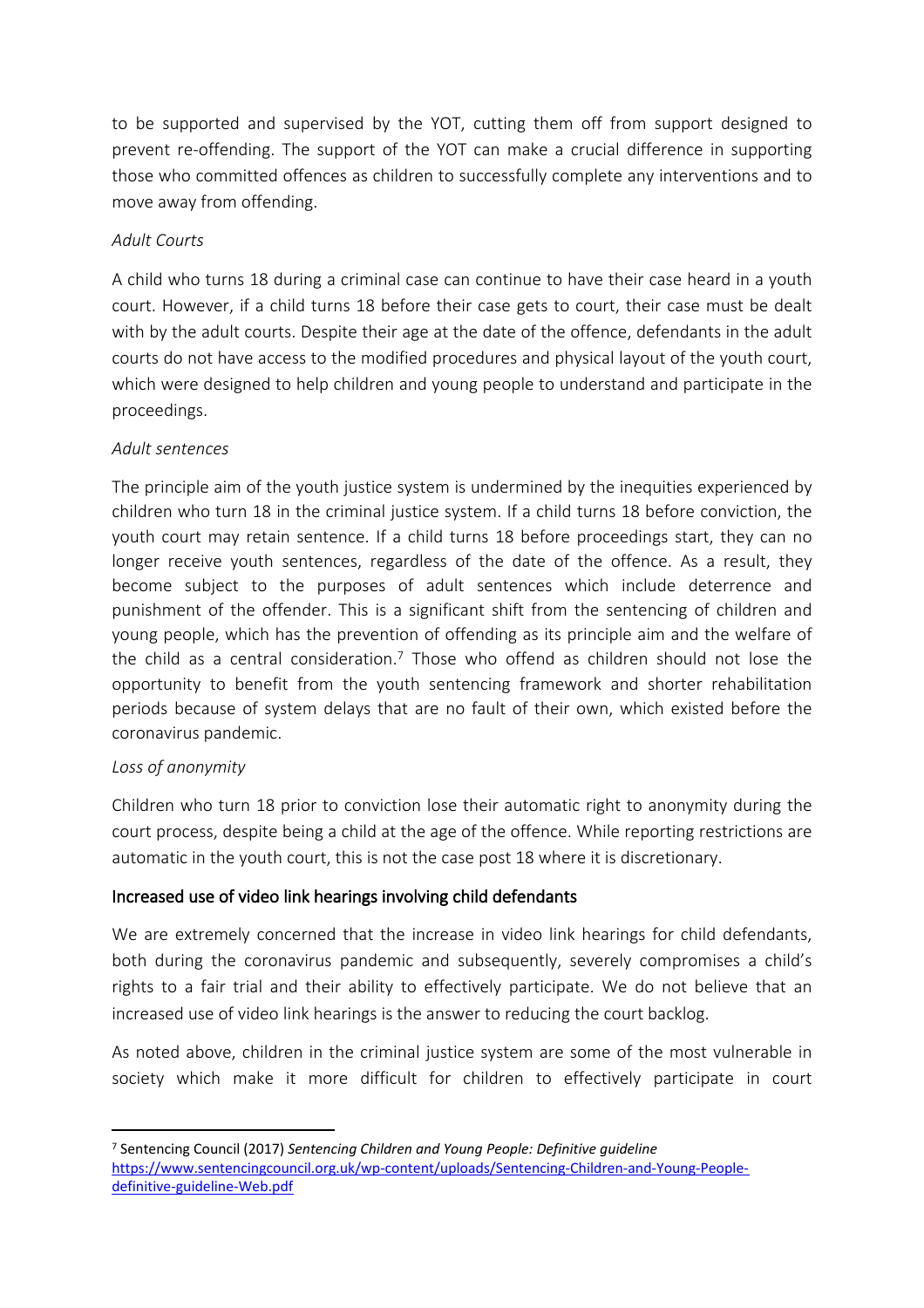to be supported and supervised by the YOT, cutting them off from support designed to prevent re-offending. The support of the YOT can make a crucial difference in supporting those who committed offences as children to successfully complete any interventions and to move away from offending.

*Adult Courts*

A child who turns 18 during a criminal case can continue to have their case heard in a youth court. However, if a child turns 18 before their case gets to court, their case must be dealt with by the adult courts. Despite their age at the date of the offence, defendants in the adult courts do not have access to the modified procedures and physical layout of the youth court, which were designed to help children and young people to understand and participate in the proceedings.

*Adult sentences*

The principle aim of the youth justice system is undermined by the inequities experienced by children who turn 18 in the criminal justice system. If a child turns 18 before conviction, the youth court may retain sentence. If a child turns 18 before proceedings start, they can no longer receive youth sentences, regardless of the date of the offence. As a result, they become subject to the purposes of adult sentences which include deterrence and punishment of the offender. This is a significant shift from the sentencing of children and young people, which has the prevention of offending as its principle aim and the welfare of the child as a central consideration.[7] Those who offend as children should not lose the opportunity to benefit from the youth sentencing framework and shorter rehabilitation periods because of system delays that are no fault of their own, which existed before the coronavirus pandemic.

*Loss of anonymity*

Children who turn 18 prior to conviction lose their automatic right to anonymity during the court process, despite being a child at the age of the offence. While reporting restrictions are automatic in the youth court, this is not the case post 18 where it is discretionary.

## Increased use of video link hearings involving child defendants

We are extremely concerned that the increase in video link hearings for child defendants, both during the coronavirus pandemic and subsequently, severely compromises a child's rights to a fair trial and their ability to effectively participate. We do not believe that an increased use of video link hearings is the answer to reducing the court backlog.

As noted above, children in the criminal justice system are some of the most vulnerable in society which make it more difficult for children to effectively participate in court

---

[7] Sentencing Council (2017) *Sentencing Children and Young People: Definitive guideline* https://www.sentencingcouncil.org.uk/wp-content/uploads/Sentencing-Children-and-Young-People-definitive-guideline-Web.pdf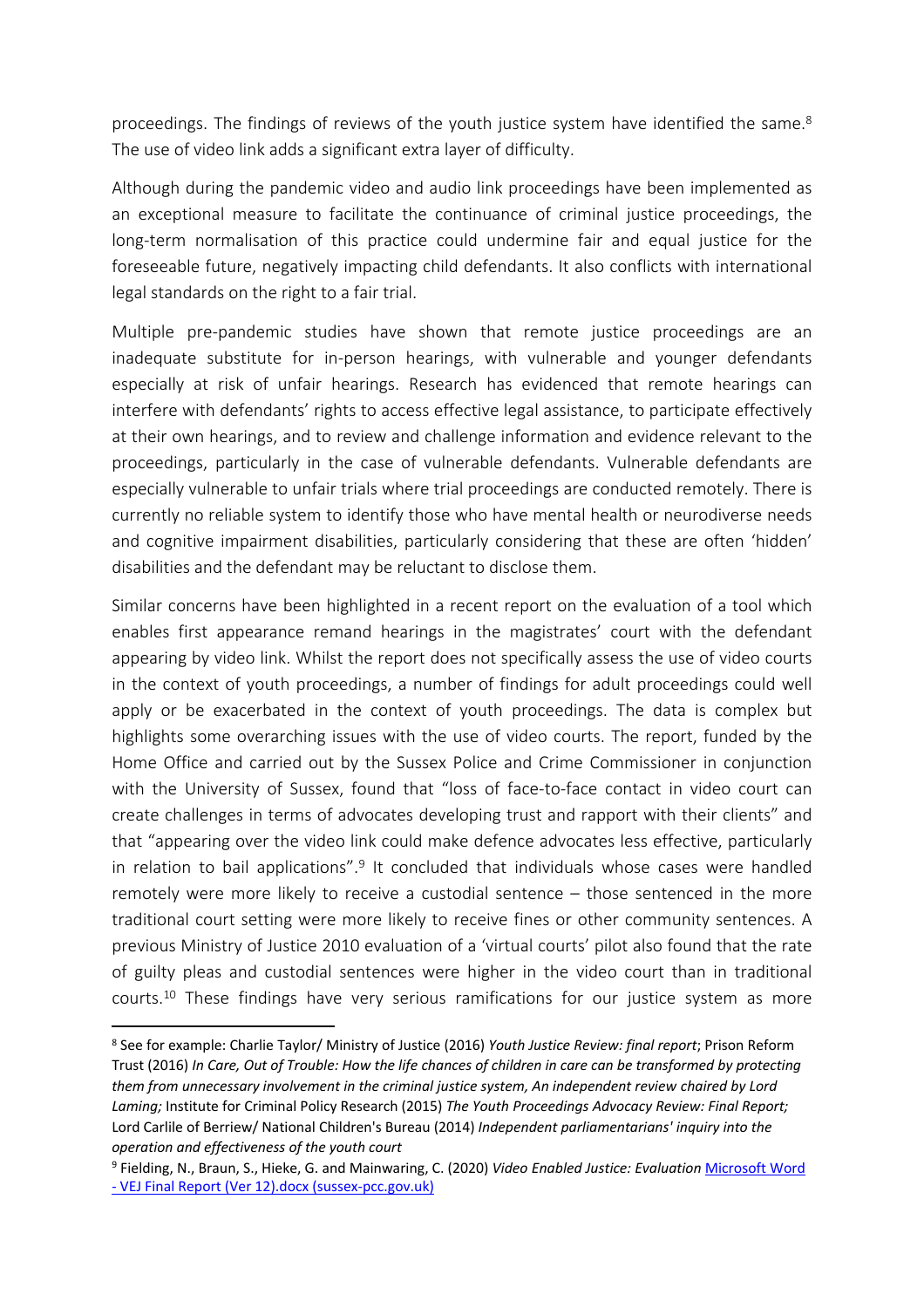proceedings. The findings of reviews of the youth justice system have identified the same.[8] The use of video link adds a significant extra layer of difficulty.

Although during the pandemic video and audio link proceedings have been implemented as an exceptional measure to facilitate the continuance of criminal justice proceedings, the long-term normalisation of this practice could undermine fair and equal justice for the foreseeable future, negatively impacting child defendants. It also conflicts with international legal standards on the right to a fair trial.

Multiple pre-pandemic studies have shown that remote justice proceedings are an inadequate substitute for in-person hearings, with vulnerable and younger defendants especially at risk of unfair hearings. Research has evidenced that remote hearings can interfere with defendants' rights to access effective legal assistance, to participate effectively at their own hearings, and to review and challenge information and evidence relevant to the proceedings, particularly in the case of vulnerable defendants. Vulnerable defendants are especially vulnerable to unfair trials where trial proceedings are conducted remotely. There is currently no reliable system to identify those who have mental health or neurodiverse needs and cognitive impairment disabilities, particularly considering that these are often 'hidden' disabilities and the defendant may be reluctant to disclose them.

Similar concerns have been highlighted in a recent report on the evaluation of a tool which enables first appearance remand hearings in the magistrates' court with the defendant appearing by video link. Whilst the report does not specifically assess the use of video courts in the context of youth proceedings, a number of findings for adult proceedings could well apply or be exacerbated in the context of youth proceedings. The data is complex but highlights some overarching issues with the use of video courts. The report, funded by the Home Office and carried out by the Sussex Police and Crime Commissioner in conjunction with the University of Sussex, found that "loss of face-to-face contact in video court can create challenges in terms of advocates developing trust and rapport with their clients" and that "appearing over the video link could make defence advocates less effective, particularly in relation to bail applications".[9] It concluded that individuals whose cases were handled remotely were more likely to receive a custodial sentence – those sentenced in the more traditional court setting were more likely to receive fines or other community sentences. A previous Ministry of Justice 2010 evaluation of a 'virtual courts' pilot also found that the rate of guilty pleas and custodial sentences were higher in the video court than in traditional courts.[10] These findings have very serious ramifications for our justice system as more

---

[8] See for example: Charlie Taylor/ Ministry of Justice (2016) *Youth Justice Review: final report*; Prison Reform Trust (2016) *In Care, Out of Trouble: How the life chances of children in care can be transformed by protecting them from unnecessary involvement in the criminal justice system, An independent review chaired by Lord Laming;* Institute for Criminal Policy Research (2015) *The Youth Proceedings Advocacy Review: Final Report;* Lord Carlile of Berriew/ National Children's Bureau (2014) *Independent parliamentarians' inquiry into the operation and effectiveness of the youth court*

[9] Fielding, N., Braun, S., Hieke, G. and Mainwaring, C. (2020) *Video Enabled Justice: Evaluation* Microsoft Word - VEJ Final Report (Ver 12).docx (sussex-pcc.gov.uk)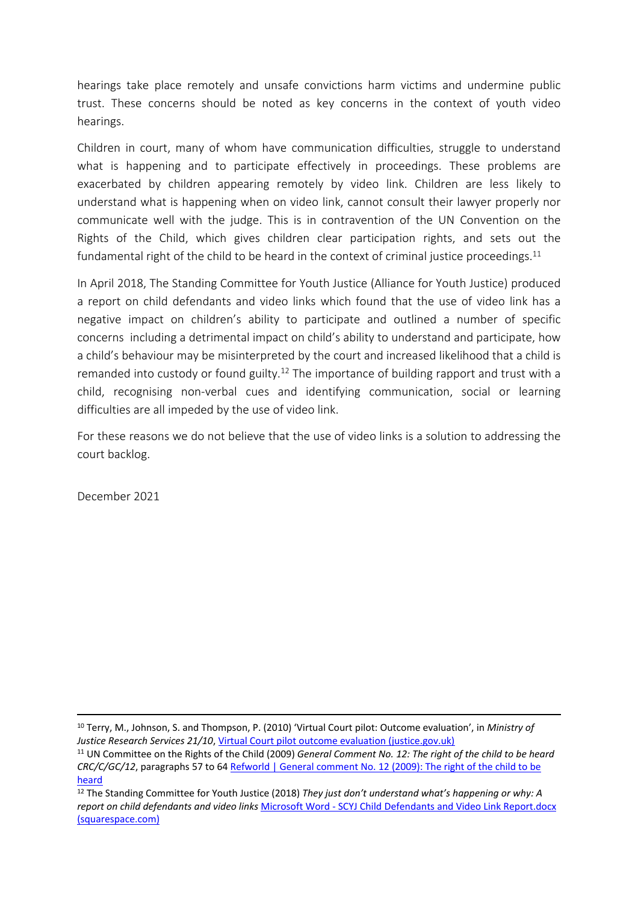hearings take place remotely and unsafe convictions harm victims and undermine public trust. These concerns should be noted as key concerns in the context of youth video hearings.

Children in court, many of whom have communication difficulties, struggle to understand what is happening and to participate effectively in proceedings. These problems are exacerbated by children appearing remotely by video link. Children are less likely to understand what is happening when on video link, cannot consult their lawyer properly nor communicate well with the judge. This is in contravention of the UN Convention on the Rights of the Child, which gives children clear participation rights, and sets out the fundamental right of the child to be heard in the context of criminal justice proceedings.[11]

In April 2018, The Standing Committee for Youth Justice (Alliance for Youth Justice) produced a report on child defendants and video links which found that the use of video link has a negative impact on children's ability to participate and outlined a number of specific concerns including a detrimental impact on child's ability to understand and participate, how a child's behaviour may be misinterpreted by the court and increased likelihood that a child is remanded into custody or found guilty.[12] The importance of building rapport and trust with a child, recognising non-verbal cues and identifying communication, social or learning difficulties are all impeded by the use of video link.

For these reasons we do not believe that the use of video links is a solution to addressing the court backlog.

December 2021

---

[10] Terry, M., Johnson, S. and Thompson, P. (2010) 'Virtual Court pilot: Outcome evaluation', in *Ministry of Justice Research Services 21/10*, Virtual Court pilot outcome evaluation (justice.gov.uk)

[11] UN Committee on the Rights of the Child (2009) *General Comment No. 12: The right of the child to be heard CRC/C/GC/12*, paragraphs 57 to 64 Refworld | General comment No. 12 (2009): The right of the child to be heard

[12] The Standing Committee for Youth Justice (2018) *They just don't understand what's happening or why: A report on child defendants and video links* Microsoft Word - SCYJ Child Defendants and Video Link Report.docx (squarespace.com)